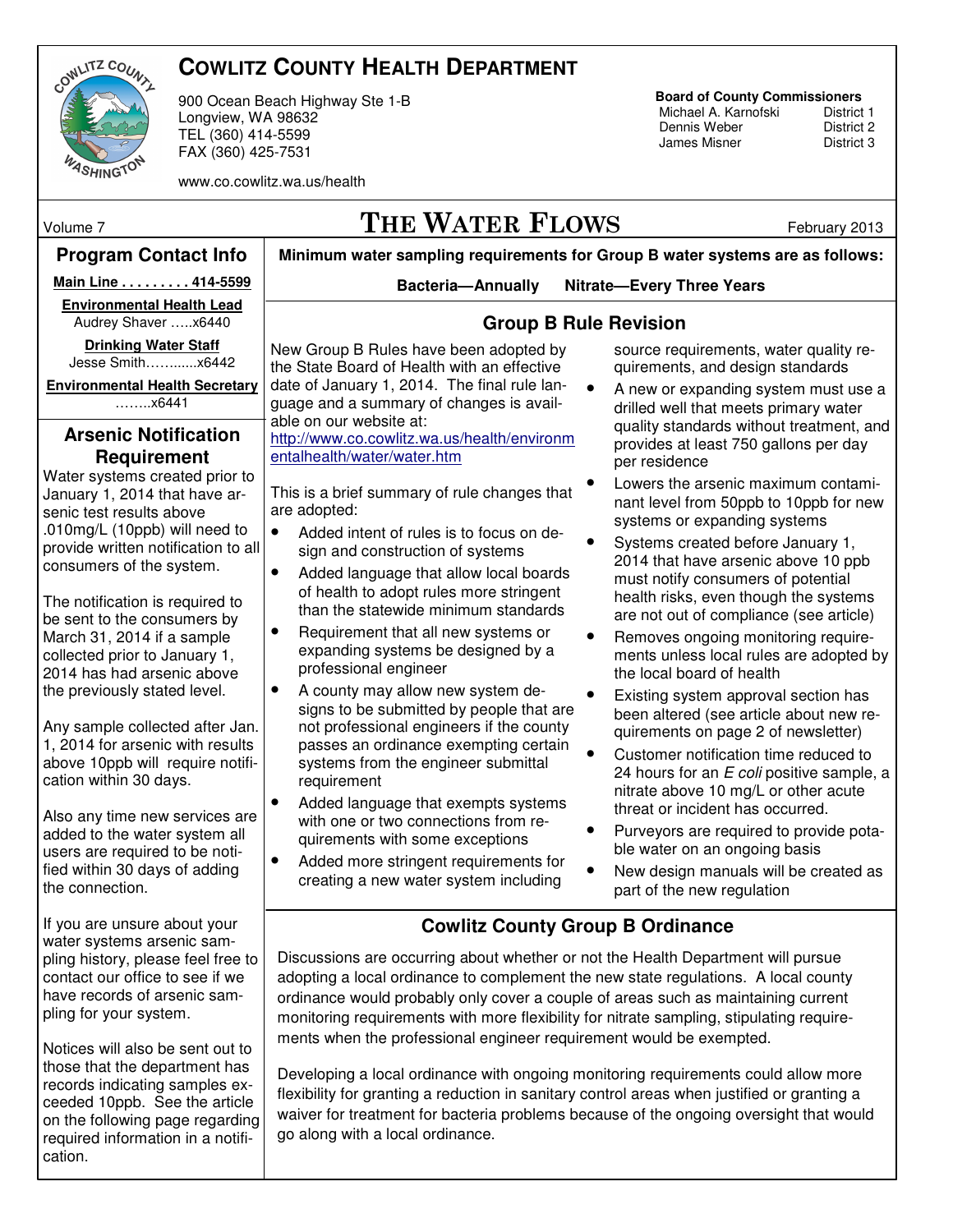# COWLITZ COUNTY HEALTH DEPARTMENT

900 Ocean Beach Highway Ste 1-B
Longview, WA 98632
TEL (360) 414-5599
FAX (360) 425-7531

www.co.cowlitz.wa.us/health

**Board of County Commissioners**

| | |
|---|---|
| Michael A. Karnofski | District 1 |
| Dennis Weber | District 2 |
| James Misner | District 3 |

Volume 7

# THE WATER FLOWS

February 2013

## Program Contact Info

**Main Line . . . . . . . . . 414-5599**

**Environmental Health Lead**
Audrey Shaver …..x6440

**Drinking Water Staff**
Jesse Smith………..x6442

**Environmental Health Secretary**
……..x6441

## Arsenic Notification Requirement

Water systems created prior to January 1, 2014 that have arsenic test results above .010mg/L (10ppb) will need to provide written notification to all consumers of the system.

The notification is required to be sent to the consumers by March 31, 2014 if a sample collected prior to January 1, 2014 has had arsenic above the previously stated level.

Any sample collected after Jan. 1, 2014 for arsenic with results above 10ppb will require notification within 30 days.

Also any time new services are added to the water system all users are required to be notified within 30 days of adding the connection.

If you are unsure about your water systems arsenic sampling history, please feel free to contact our office to see if we have records of arsenic sampling for your system.

Notices will also be sent out to those that the department has records indicating samples exceeded 10ppb. See the article on the following page regarding required information in a notification.

**Minimum water sampling requirements for Group B water systems are as follows:**

**Bacteria—Annually Nitrate—Every Three Years**

## Group B Rule Revision

New Group B Rules have been adopted by the State Board of Health with an effective date of January 1, 2014. The final rule language and a summary of changes is available on our website at:
http://www.co.cowlitz.wa.us/health/environmentalhealth/water/water.htm

This is a brief summary of rule changes that are adopted:

- Added intent of rules is to focus on design and construction of systems
- Added language that allow local boards of health to adopt rules more stringent than the statewide minimum standards
- Requirement that all new systems or expanding systems be designed by a professional engineer
- A county may allow new system designs to be submitted by people that are not professional engineers if the county passes an ordinance exempting certain systems from the engineer submittal requirement
- Added language that exempts systems with one or two connections from requirements with some exceptions
- Added more stringent requirements for creating a new water system including source requirements, water quality requirements, and design standards
- A new or expanding system must use a drilled well that meets primary water quality standards without treatment, and provides at least 750 gallons per day per residence
- Lowers the arsenic maximum contaminant level from 50ppb to 10ppb for new systems or expanding systems
- Systems created before January 1, 2014 that have arsenic above 10 ppb must notify consumers of potential health risks, even though the systems are not out of compliance (see article)
- Removes ongoing monitoring requirements unless local rules are adopted by the local board of health
- Existing system approval section has been altered (see article about new requirements on page 2 of newsletter)
- Customer notification time reduced to 24 hours for an *E coli* positive sample, a nitrate above 10 mg/L or other acute threat or incident has occurred.
- Purveyors are required to provide potable water on an ongoing basis
- New design manuals will be created as part of the new regulation

## Cowlitz County Group B Ordinance

Discussions are occurring about whether or not the Health Department will pursue adopting a local ordinance to complement the new state regulations. A local county ordinance would probably only cover a couple of areas such as maintaining current monitoring requirements with more flexibility for nitrate sampling, stipulating requirements when the professional engineer requirement would be exempted.

Developing a local ordinance with ongoing monitoring requirements could allow more flexibility for granting a reduction in sanitary control areas when justified or granting a waiver for treatment for bacteria problems because of the ongoing oversight that would go along with a local ordinance.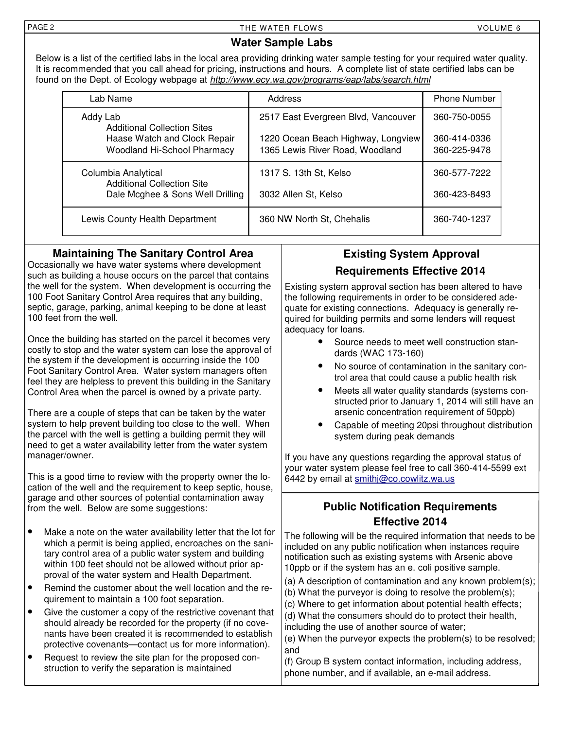## Water Sample Labs

Below is a list of the certified labs in the local area providing drinking water sample testing for your required water quality. It is recommended that you call ahead for pricing, instructions and hours. A complete list of state certified labs can be found on the Dept. of Ecology webpage at *http://www.ecy.wa.gov/programs/eap/labs/search.html*

| Lab Name | Address | Phone Number |
|---|---|---|
| Addy Lab | 2517 East Evergreen Blvd, Vancouver | 360-750-0055 |
| Additional Collection Sites | | |
| Haase Watch and Clock Repair | 1220 Ocean Beach Highway, Longview | 360-414-0336 |
| Woodland Hi-School Pharmacy | 1365 Lewis River Road, Woodland | 360-225-9478 |
| Columbia Analytical | 1317 S. 13th St, Kelso | 360-577-7222 |
| Additional Collection Site | | |
| Dale Mcghee & Sons Well Drilling | 3032 Allen St, Kelso | 360-423-8493 |
| Lewis County Health Department | 360 NW North St, Chehalis | 360-740-1237 |

## Maintaining The Sanitary Control Area

Occasionally we have water systems where development such as building a house occurs on the parcel that contains the well for the system. When development is occurring the 100 Foot Sanitary Control Area requires that any building, septic, garage, parking, animal keeping to be done at least 100 feet from the well.

Once the building has started on the parcel it becomes very costly to stop and the water system can lose the approval of the system if the development is occurring inside the 100 Foot Sanitary Control Area. Water system managers often feel they are helpless to prevent this building in the Sanitary Control Area when the parcel is owned by a private party.

There are a couple of steps that can be taken by the water system to help prevent building too close to the well. When the parcel with the well is getting a building permit they will need to get a water availability letter from the water system manager/owner.

This is a good time to review with the property owner the location of the well and the requirement to keep septic, house, garage and other sources of potential contamination away from the well. Below are some suggestions:

- Make a note on the water availability letter that the lot for which a permit is being applied, encroaches on the sanitary control area of a public water system and building within 100 feet should not be allowed without prior approval of the water system and Health Department.
- Remind the customer about the well location and the requirement to maintain a 100 foot separation.
- Give the customer a copy of the restrictive covenant that should already be recorded for the property (if no covenants have been created it is recommended to establish protective covenants—contact us for more information).
- Request to review the site plan for the proposed construction to verify the separation is maintained

## Existing System Approval Requirements Effective 2014

Existing system approval section has been altered to have the following requirements in order to be considered adequate for existing connections. Adequacy is generally required for building permits and some lenders will request adequacy for loans.

- Source needs to meet well construction standards (WAC 173-160)
- No source of contamination in the sanitary control area that could cause a public health risk
- Meets all water quality standards (systems constructed prior to January 1, 2014 will still have an arsenic concentration requirement of 50ppb)
- Capable of meeting 20psi throughout distribution system during peak demands

If you have any questions regarding the approval status of your water system please feel free to call 360-414-5599 ext 6442 by email at smithj@co.cowlitz.wa.us

## Public Notification Requirements Effective 2014

The following will be the required information that needs to be included on any public notification when instances require notification such as existing systems with Arsenic above 10ppb or if the system has an e. coli positive sample.

(a) A description of contamination and any known problem(s);
(b) What the purveyor is doing to resolve the problem(s);
(c) Where to get information about potential health effects;
(d) What the consumers should do to protect their health, including the use of another source of water;
(e) When the purveyor expects the problem(s) to be resolved; and
(f) Group B system contact information, including address, phone number, and if available, an e-mail address.